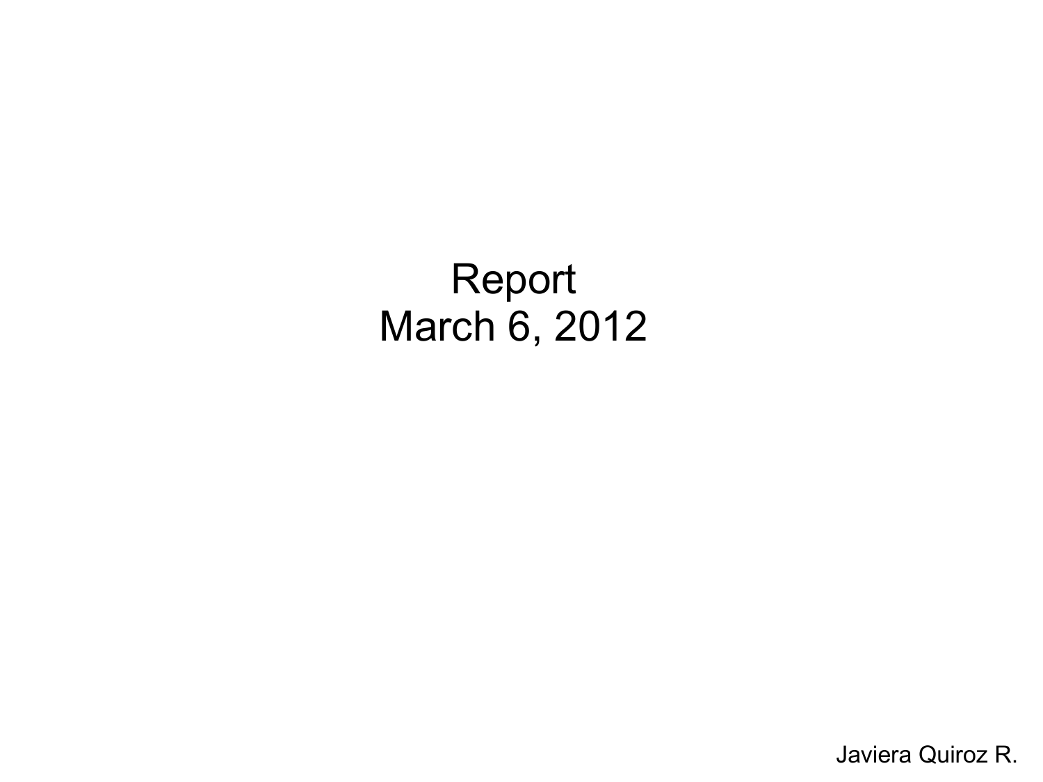# Report
# March 6, 2012

Javiera Quiroz R.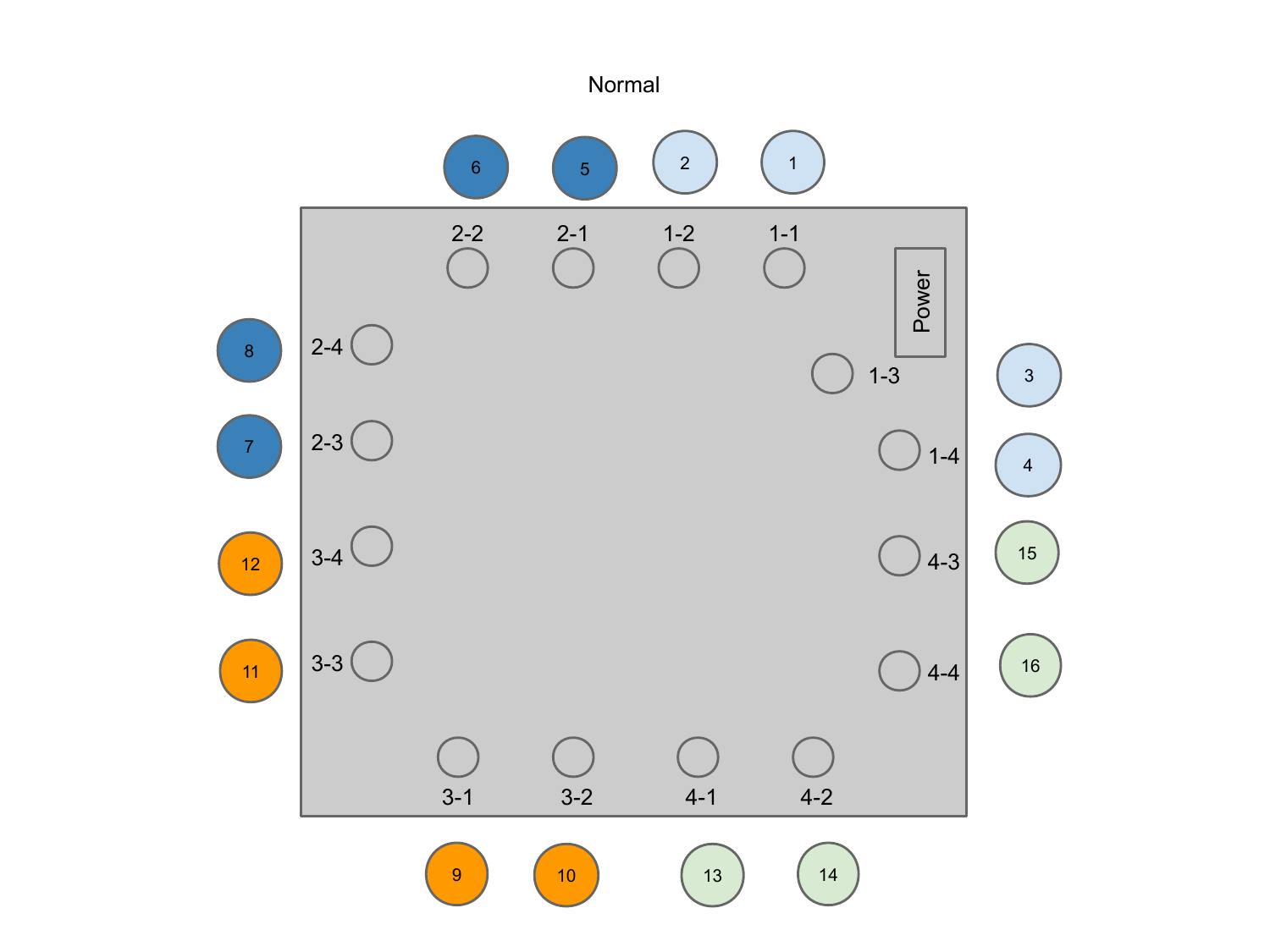Normal

| | | | | | | | | | | | | | | | |
|---|---|---|---|---|---|---|---|---|---|---|---|---|---|---|---|
| 6 | 5 | 2 | 1 | | | | | | | | | | | | |
| 2-2 | 2-1 | 1-2 | 1-1 | | | | | | | | | | | | |

Power

8 — 2-4

1-3 — 3

7 — 2-3

1-4 — 4

12 — 3-4

4-3 — 15

11 — 3-3

4-4 — 16

3-1 — 9

3-2 — 10

4-1 — 13

4-2 — 14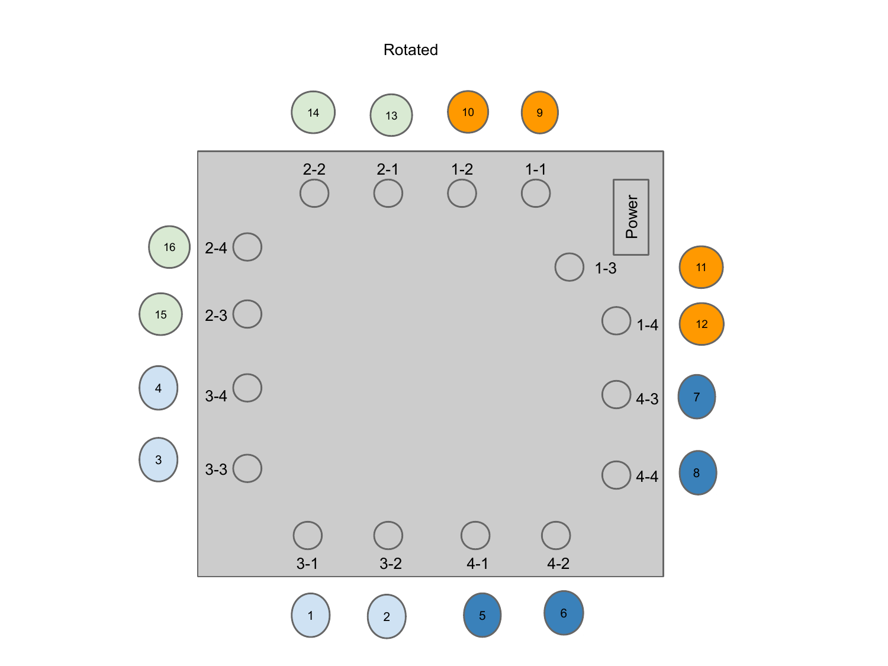Rotated

Power

2-2 2-1 1-2 1-1

14 13 10 9

16 2-4

1-3 11

15 2-3

1-4 12

4 3-4

4-3 7

3 3-3

4-4 8

3-1 3-2 4-1 4-2

1 2 5 6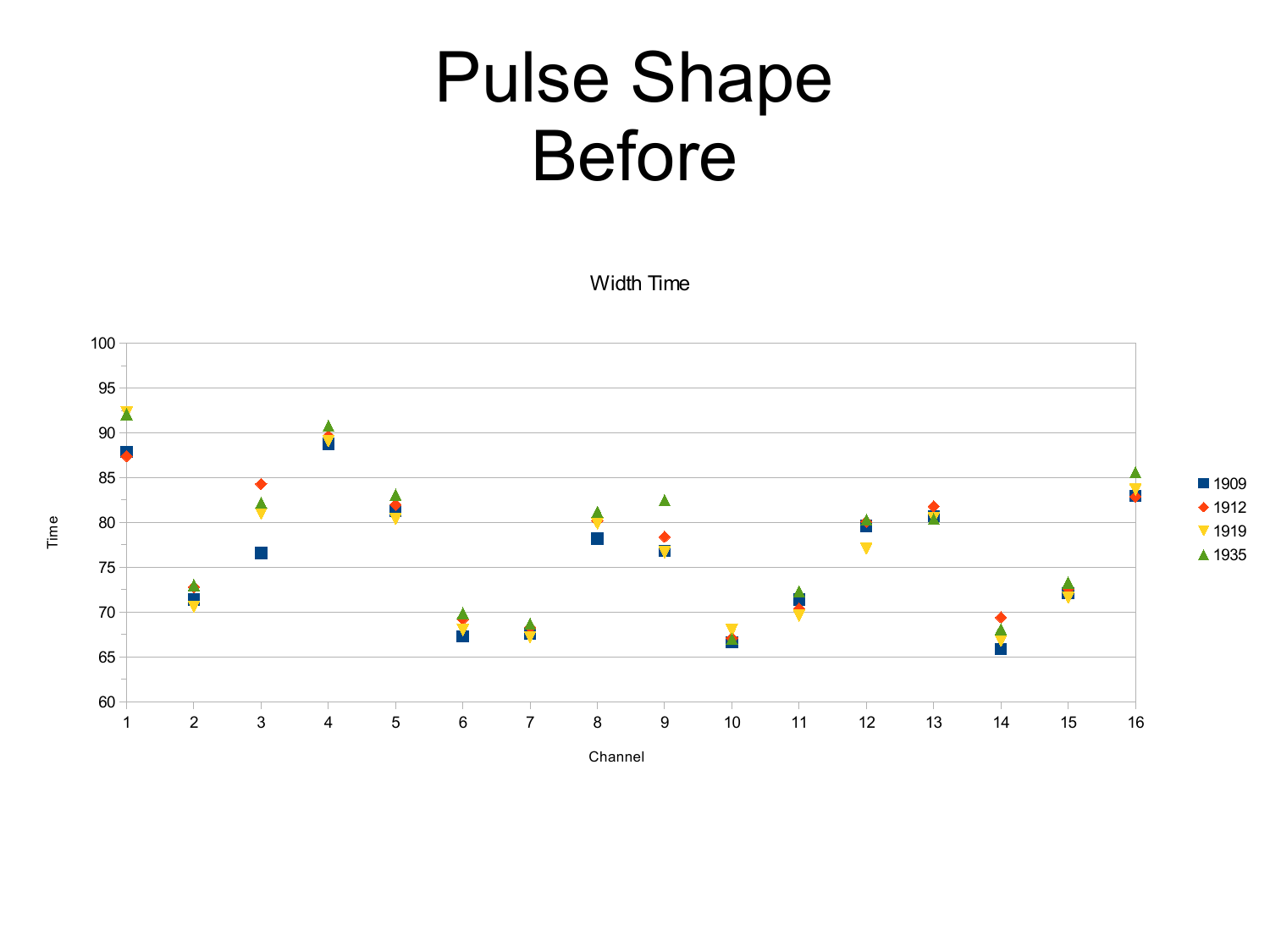# Pulse Shape Before

Width Time

Time

Channel

1909
1912
1919
1935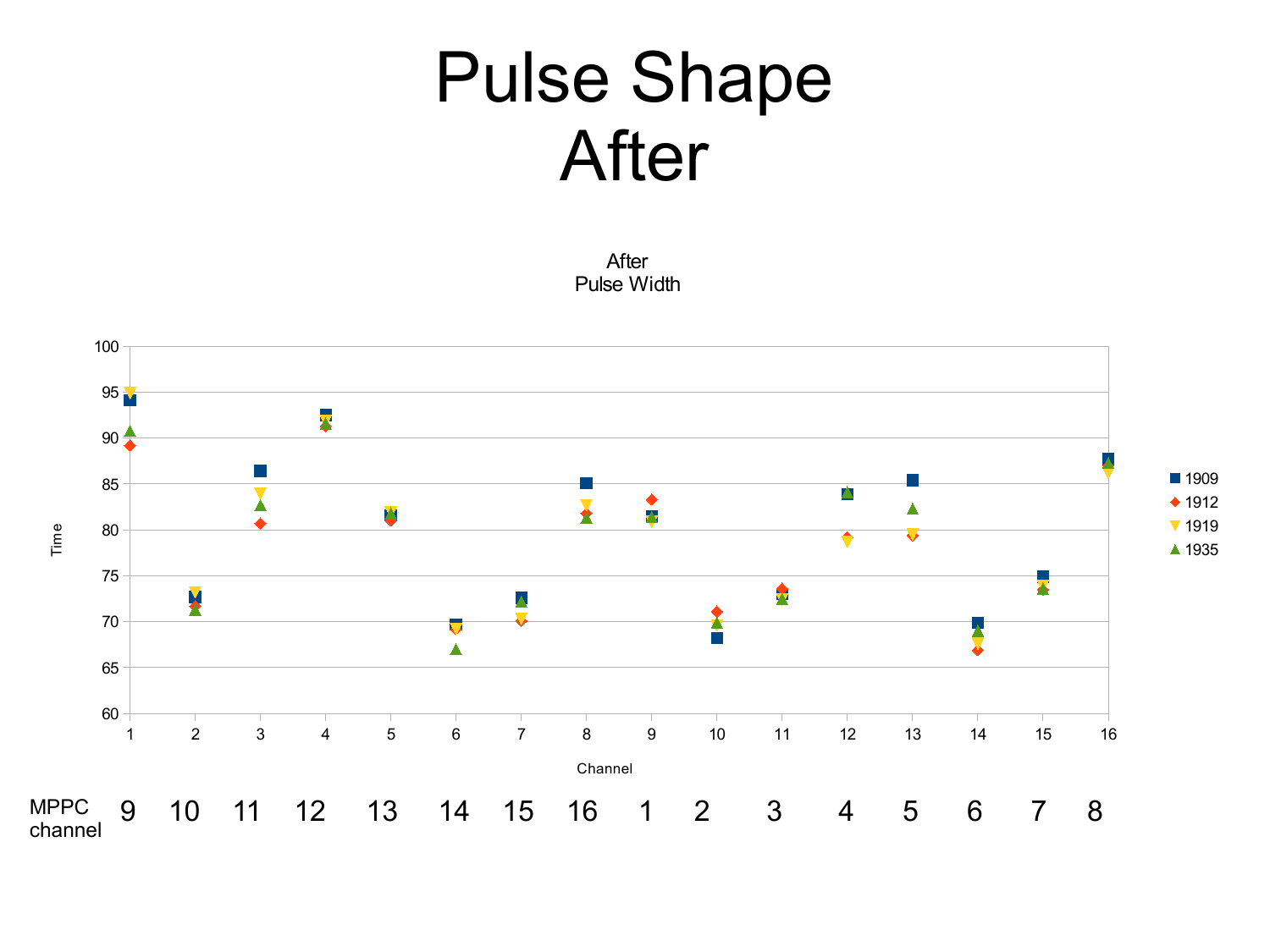# Pulse Shape After

After
Pulse Width

| Channel | 1 | 2 | 3 | 4 | 5 | 6 | 7 | 8 | 9 | 10 | 11 | 12 | 13 | 14 | 15 | 16 |
|---|---|---|---|---|---|---|---|---|---|---|---|---|---|---|---|---|
| MPPC channel | 9 | 10 | 11 | 12 | 13 | 14 | 15 | 16 | 1 | 2 | 3 | 4 | 5 | 6 | 7 | 8 |

Time (y-axis, 60–100) vs. Channel (x-axis, 1–16)

Legend: 1909, 1912, 1919, 1935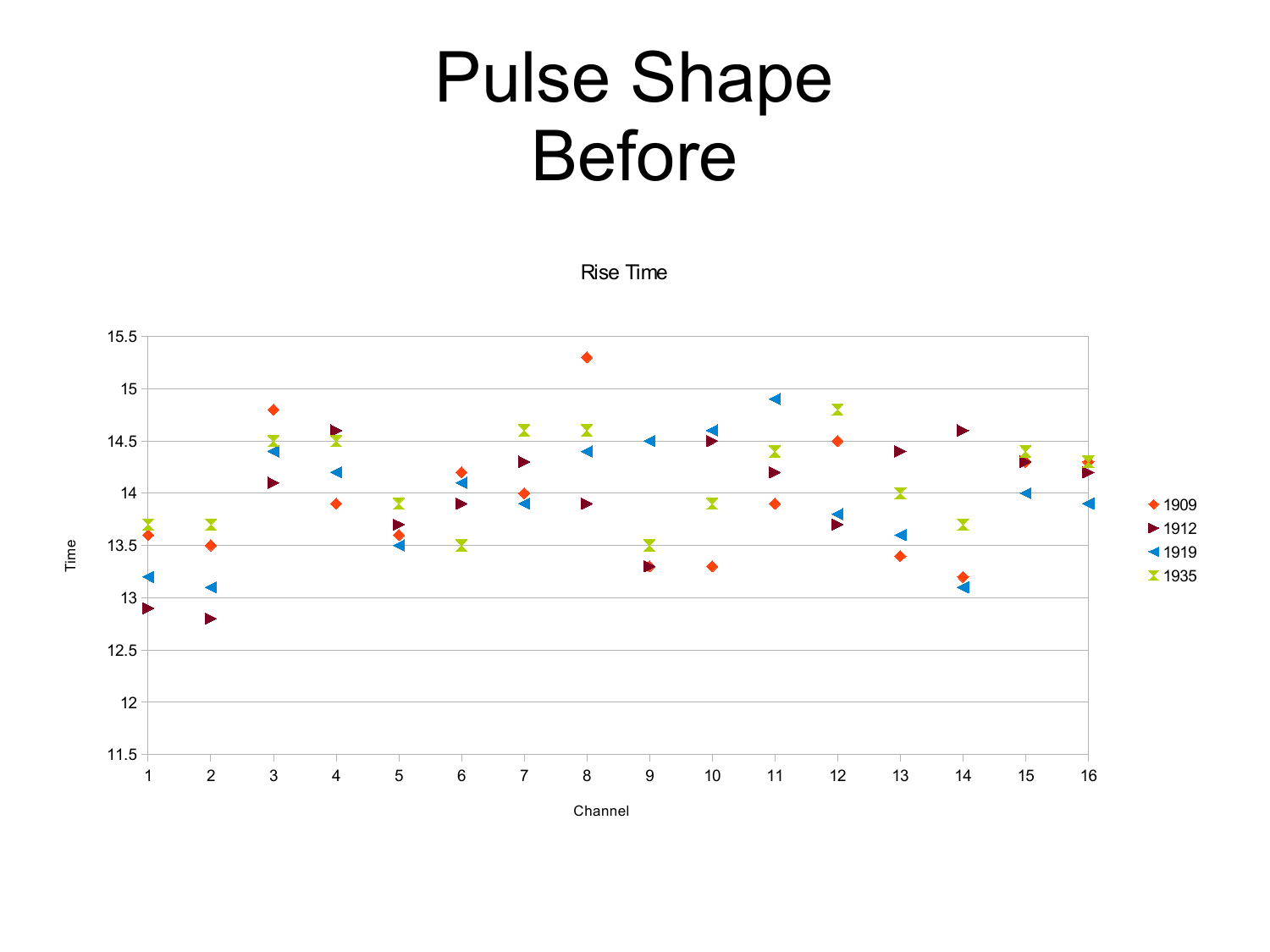# Pulse Shape Before

Rise Time

| Channel | 1909 | 1912 | 1919 | 1935 |
|---|---|---|---|---|
| 1 | 13.6 | 12.9 | 13.2 | 13.7 |
| 2 | 13.5 | 12.8 | 13.1 | 13.7 |
| 3 | 14.8 | 14.1 | 14.4 | 14.5 |
| 4 | 13.9 | 14.6 | 14.2 | 14.5 |
| 5 | 13.6 | 13.7 | 13.5 | 13.9 |
| 6 | 14.2 | 13.9 | 14.1 | 13.5 |
| 7 | 14.0 | 14.3 | 13.9 | 14.6 |
| 8 | 15.3 | 13.9 | 14.4 | 14.6 |
| 9 | 13.3 | 13.3 | 14.5 | 13.5 |
| 10 | 13.3 | 14.5 | 14.6 | 13.9 |
| 11 | 13.9 | 14.2 | 14.9 | 14.4 |
| 12 | 14.5 | 13.7 | 13.8 | 14.8 |
| 13 | 13.4 | 14.4 | 13.6 | 14.0 |
| 14 | 13.2 | 14.6 | 13.1 | 13.7 |
| 15 | 14.3 | 14.3 | 14.0 | 14.4 |
| 16 | 14.3 | 14.2 | 13.9 | 14.3 |

Time (y-axis, 11.5–15.5) vs. Channel (x-axis, 1–16)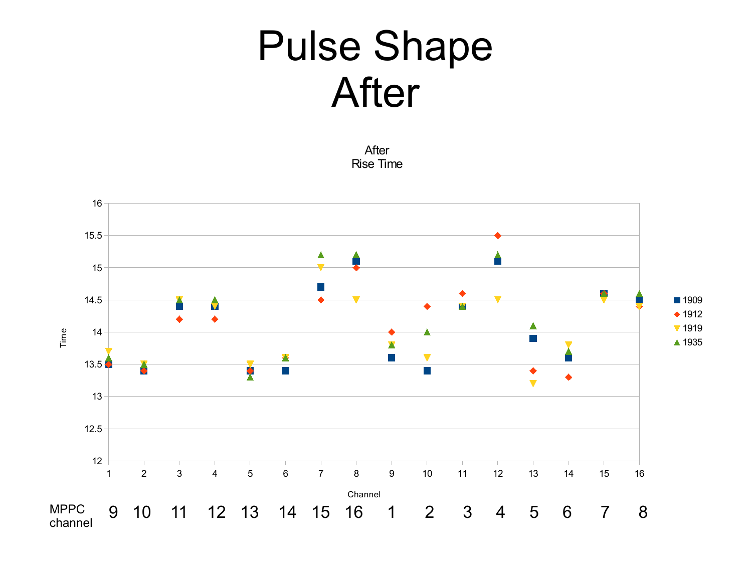# Pulse Shape After

After
Rise Time

16
15.5
15
14.5
14
13.5
13
12.5
12

Time

1 2 3 4 5 6 7 8 9 10 11 12 13 14 15 16

Channel

1909
1912
1919
1935

MPPC channel
9 10 11 12 13 14 15 16 1 2 3 4 5 6 7 8